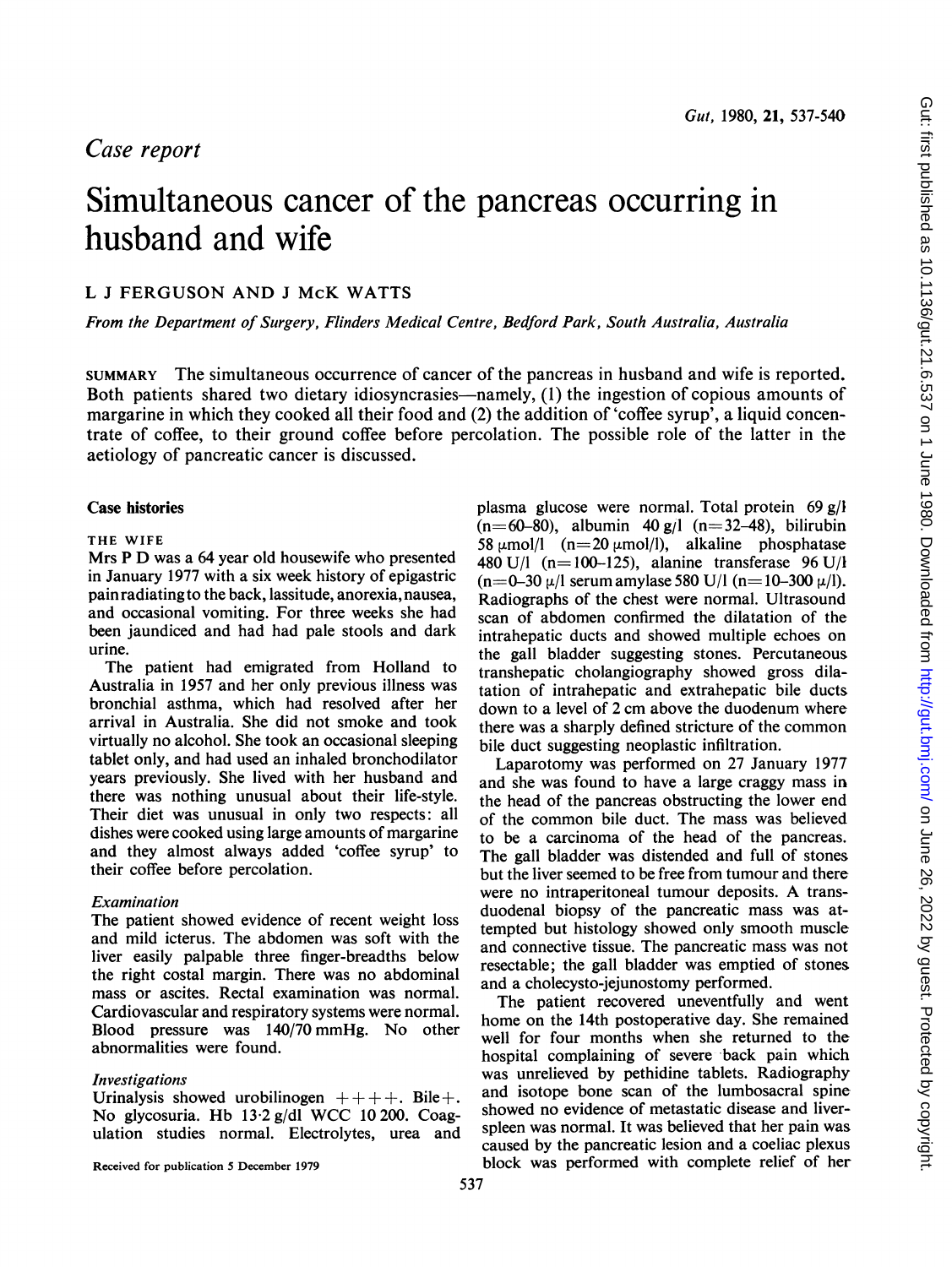## Case report

# Simultaneous cancer of the pancreas occurring in husband and wife

L J FERGUSON AND J McK WATTS

*From the Department of Surgery, Flinders Medical Centre, Bedford Park, South Australia, Australia*

SUMMARY The simultaneous occurrence of cancer of the pancreas in husband and wife is reported. Both patients shared two dietary idiosyncrasies—namely, (1) the ingestion of copious amounts of margarine in which they cooked all their food and (2) the addition of 'coffee syrup', a liquid concentrate of coffee, to their ground coffee before percolation. The possible role of the latter in the aetiology of pancreatic cancer is discussed.

## Case histories

### THE WIFE

Mrs P D was a 64 year old housewife who presented in January 1977 with a six week history of epigastric pain radiating to the back, lassitude, anorexia, nausea, and occasional vomiting. For three weeks she had been jaundiced and had had pale stools and dark urine.

The patient had emigrated from Holland to Australia in 1957 and her only previous illness was bronchial asthma, which had resolved after her arrival in Australia. She did not smoke and took virtually no alcohol. She took an occasional sleeping tablet only, and had used an inhaled bronchodilator years previously. She lived with her husband and there was nothing unusual about their life-style. Their diet was unusual in only two respects: all dishes were cooked using large amounts of margarine and they almost always added 'coffee syrup' to their coffee before percolation.

#### *Examination*

The patient showed evidence of recent weight loss and mild icterus. The abdomen was soft with the liver easily palpable three finger-breadths below the right costal margin. There was no abdominal mass or ascites. Rectal examination was normal. Cardiovascular and respiratory systems were normal. Blood pressure was 140/70 mmHg. No other abnormalities were found.

#### *Investigations*

Urinalysis showed urobilinogen ++++. Bile+. No glycosuria. Hb 13·2 g/dl WCC 10 200. Coagulation studies normal. Electrolytes, urea and plasma glucose were normal. Total protein 69 g/l (n=60–80), albumin 40 g/l (n=32–48), bilirubin 58 μmol/l (n=20 μmol/l), alkaline phosphatase 480 U/l (n=100–125), alanine transferase 96 U/l (n=0–30 μ/l serum amylase 580 U/l (n=10–300 μ/l). Radiographs of the chest were normal. Ultrasound scan of abdomen confirmed the dilatation of the intrahepatic ducts and showed multiple echoes on the gall bladder suggesting stones. Percutaneous transhepatic cholangiography showed gross dilatation of intrahepatic and extrahepatic bile ducts down to a level of 2 cm above the duodenum where there was a sharply defined stricture of the common bile duct suggesting neoplastic infiltration.

Laparotomy was performed on 27 January 1977 and she was found to have a large craggy mass in the head of the pancreas obstructing the lower end of the common bile duct. The mass was believed to be a carcinoma of the head of the pancreas. The gall bladder was distended and full of stones but the liver seemed to be free from tumour and there were no intraperitoneal tumour deposits. A transduodenal biopsy of the pancreatic mass was attempted but histology showed only smooth muscle and connective tissue. The pancreatic mass was not resectable; the gall bladder was emptied of stones and a cholecysto-jejunostomy performed.

The patient recovered uneventfully and went home on the 14th postoperative day. She remained well for four months when she returned to the hospital complaining of severe back pain which was unrelieved by pethidine tablets. Radiography and isotope bone scan of the lumbosacral spine showed no evidence of metastatic disease and liver-spleen was normal. It was believed that her pain was caused by the pancreatic lesion and a coeliac plexus block was performed with complete relief of her

Received for publication 5 December 1979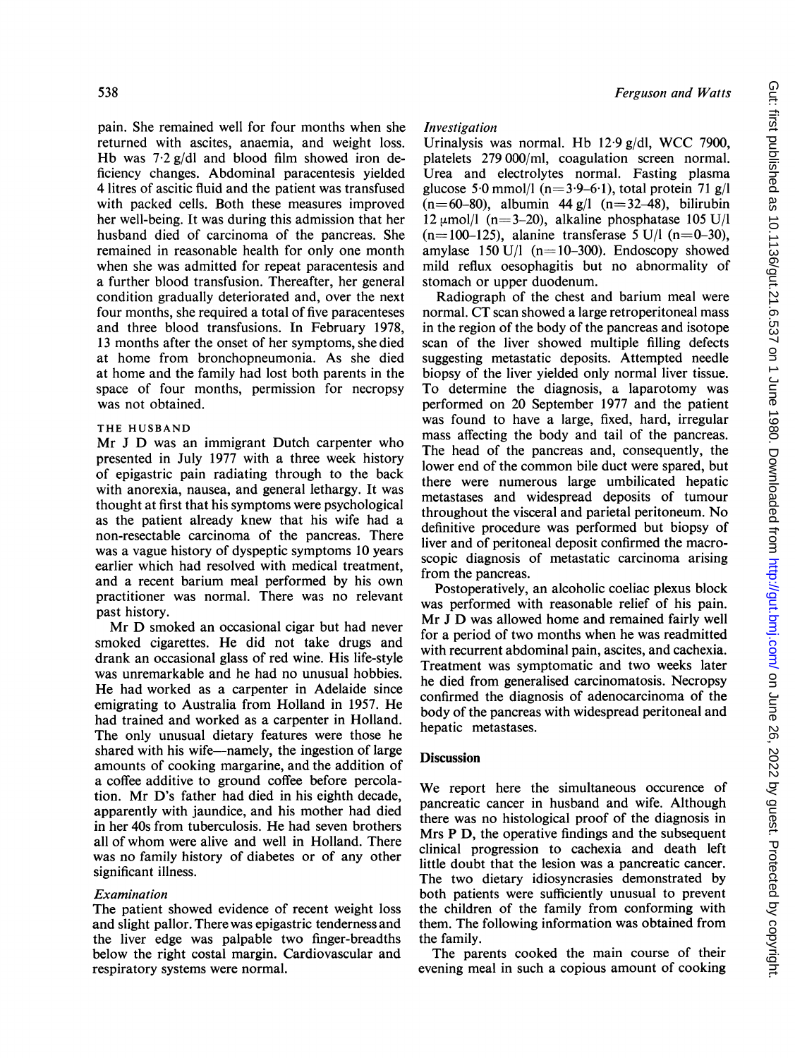pain. She remained well for four months when she returned with ascites, anaemia, and weight loss. Hb was 7·2 g/dl and blood film showed iron deficiency changes. Abdominal paracentesis yielded 4 litres of ascitic fluid and the patient was transfused with packed cells. Both these measures improved her well-being. It was during this admission that her husband died of carcinoma of the pancreas. She remained in reasonable health for only one month when she was admitted for repeat paracentesis and a further blood transfusion. Thereafter, her general condition gradually deteriorated and, over the next four months, she required a total of five paracenteses and three blood transfusions. In February 1978, 13 months after the onset of her symptoms, she died at home from bronchopneumonia. As she died at home and the family had lost both parents in the space of four months, permission for necropsy was not obtained.

### THE HUSBAND

Mr J D was an immigrant Dutch carpenter who presented in July 1977 with a three week history of epigastric pain radiating through to the back with anorexia, nausea, and general lethargy. It was thought at first that his symptoms were psychological as the patient already knew that his wife had a non-resectable carcinoma of the pancreas. There was a vague history of dyspeptic symptoms 10 years earlier which had resolved with medical treatment, and a recent barium meal performed by his own practitioner was normal. There was no relevant past history.

Mr D smoked an occasional cigar but had never smoked cigarettes. He did not take drugs and drank an occasional glass of red wine. His life-style was unremarkable and he had no unusual hobbies. He had worked as a carpenter in Adelaide since emigrating to Australia from Holland in 1957. He had trained and worked as a carpenter in Holland. The only unusual dietary features were those he shared with his wife—namely, the ingestion of large amounts of cooking margarine, and the addition of a coffee additive to ground coffee before percolation. Mr D's father had died in his eighth decade, apparently with jaundice, and his mother had died in her 40s from tuberculosis. He had seven brothers all of whom were alive and well in Holland. There was no family history of diabetes or of any other significant illness.

#### *Examination*

The patient showed evidence of recent weight loss and slight pallor. There was epigastric tenderness and the liver edge was palpable two finger-breadths below the right costal margin. Cardiovascular and respiratory systems were normal.

#### *Investigation*

Urinalysis was normal. Hb 12·9 g/dl, WCC 7900, platelets 279 000/ml, coagulation screen normal. Urea and electrolytes normal. Fasting plasma glucose 5·0 mmol/l (n=3·9–6·1), total protein 71 g/l (n=60–80), albumin 44 g/l (n=32–48), bilirubin 12 μmol/l (n=3–20), alkaline phosphatase 105 U/l (n=100–125), alanine transferase 5 U/l (n=0–30), amylase 150 U/l (n=10–300). Endoscopy showed mild reflux oesophagitis but no abnormality of stomach or upper duodenum.

Radiograph of the chest and barium meal were normal. CT scan showed a large retroperitoneal mass in the region of the body of the pancreas and isotope scan of the liver showed multiple filling defects suggesting metastatic deposits. Attempted needle biopsy of the liver yielded only normal liver tissue. To determine the diagnosis, a laparotomy was performed on 20 September 1977 and the patient was found to have a large, fixed, hard, irregular mass affecting the body and tail of the pancreas. The head of the pancreas and, consequently, the lower end of the common bile duct were spared, but there were numerous large umbilicated hepatic metastases and widespread deposits of tumour throughout the visceral and parietal peritoneum. No definitive procedure was performed but biopsy of liver and of peritoneal deposit confirmed the macroscopic diagnosis of metastatic carcinoma arising from the pancreas.

Postoperatively, an alcoholic coeliac plexus block was performed with reasonable relief of his pain. Mr J D was allowed home and remained fairly well for a period of two months when he was readmitted with recurrent abdominal pain, ascites, and cachexia. Treatment was symptomatic and two weeks later he died from generalised carcinomatosis. Necropsy confirmed the diagnosis of adenocarcinoma of the body of the pancreas with widespread peritoneal and hepatic metastases.

## Discussion

We report here the simultaneous occurence of pancreatic cancer in husband and wife. Although there was no histological proof of the diagnosis in Mrs P D, the operative findings and the subsequent clinical progression to cachexia and death left little doubt that the lesion was a pancreatic cancer. The two dietary idiosyncrasies demonstrated by both patients were sufficiently unusual to prevent the children of the family from conforming with them. The following information was obtained from the family.

The parents cooked the main course of their evening meal in such a copious amount of cooking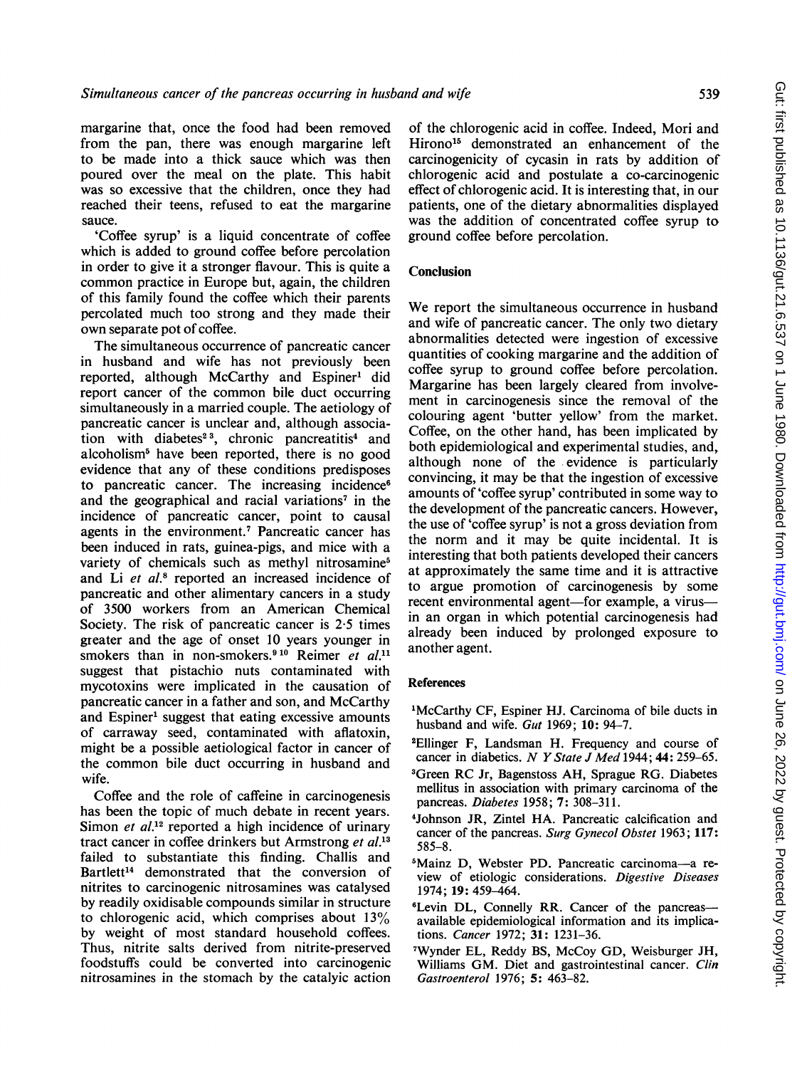margarine that, once the food had been removed from the pan, there was enough margarine left to be made into a thick sauce which was then poured over the meal on the plate. This habit was so excessive that the children, once they had reached their teens, refused to eat the margarine sauce.

'Coffee syrup' is a liquid concentrate of coffee which is added to ground coffee before percolation in order to give it a stronger flavour. This is quite a common practice in Europe but, again, the children of this family found the coffee which their parents percolated much too strong and they made their own separate pot of coffee.

The simultaneous occurrence of pancreatic cancer in husband and wife has not previously been reported, although McCarthy and Espiner[1] did report cancer of the common bile duct occurring simultaneously in a married couple. The aetiology of pancreatic cancer is unclear and, although association with diabetes[2,3], chronic pancreatitis[4] and alcoholism[5] have been reported, there is no good evidence that any of these conditions predisposes to pancreatic cancer. The increasing incidence[6] and the geographical and racial variations[7] in the incidence of pancreatic cancer, point to causal agents in the environment.[7] Pancreatic cancer has been induced in rats, guinea-pigs, and mice with a variety of chemicals such as methyl nitrosamine[5] and Li *et al.*[8] reported an increased incidence of pancreatic and other alimentary cancers in a study of 3500 workers from an American Chemical Society. The risk of pancreatic cancer is 2·5 times greater and the age of onset 10 years younger in smokers than in non-smokers.[9,10] Reimer *et al.*[11] suggest that pistachio nuts contaminated with mycotoxins were implicated in the causation of pancreatic cancer in a father and son, and McCarthy and Espiner[1] suggest that eating excessive amounts of carraway seed, contaminated with aflatoxin, might be a possible aetiological factor in cancer of the common bile duct occurring in husband and wife.

Coffee and the role of caffeine in carcinogenesis has been the topic of much debate in recent years. Simon *et al.*[12] reported a high incidence of urinary tract cancer in coffee drinkers but Armstrong *et al.*[13] failed to substantiate this finding. Challis and Bartlett[14] demonstrated that the conversion of nitrites to carcinogenic nitrosamines was catalysed by readily oxidisable compounds similar in structure to chlorogenic acid, which comprises about 13% by weight of most standard household coffees. Thus, nitrite salts derived from nitrite-preserved foodstuffs could be converted into carcinogenic nitrosamines in the stomach by the catalyic action of the chlorogenic acid in coffee. Indeed, Mori and Hirono[15] demonstrated an enhancement of the carcinogenicity of cycasin in rats by addition of chlorogenic acid and postulate a co-carcinogenic effect of chlorogenic acid. It is interesting that, in our patients, one of the dietary abnormalities displayed was the addition of concentrated coffee syrup to ground coffee before percolation.

## Conclusion

We report the simultaneous occurrence in husband and wife of pancreatic cancer. The only two dietary abnormalities detected were ingestion of excessive quantities of cooking margarine and the addition of coffee syrup to ground coffee before percolation. Margarine has been largely cleared from involvement in carcinogenesis since the removal of the colouring agent 'butter yellow' from the market. Coffee, on the other hand, has been implicated by both epidemiological and experimental studies, and, although none of the evidence is particularly convincing, it may be that the ingestion of excessive amounts of 'coffee syrup' contributed in some way to the development of the pancreatic cancers. However, the use of 'coffee syrup' is not a gross deviation from the norm and it may be quite incidental. It is interesting that both patients developed their cancers at approximately the same time and it is attractive to argue promotion of carcinogenesis by some recent environmental agent—for example, a virus—in an organ in which potential carcinogenesis had already been induced by prolonged exposure to another agent.

## References

1. McCarthy CF, Espiner HJ. Carcinoma of bile ducts in husband and wife. *Gut* 1969; **10**: 94–7.
2. Ellinger F, Landsman H. Frequency and course of cancer in diabetics. *N Y State J Med* 1944; **44**: 259–65.
3. Green RC Jr, Bagenstoss AH, Sprague RG. Diabetes mellitus in association with primary carcinoma of the pancreas. *Diabetes* 1958; **7**: 308–311.
4. Johnson JR, Zintel HA. Pancreatic calcification and cancer of the pancreas. *Surg Gynecol Obstet* 1963; **117**: 585–8.
5. Mainz D, Webster PD. Pancreatic carcinoma—a review of etiologic considerations. *Digestive Diseases* 1974; **19**: 459–464.
6. Levin DL, Connelly RR. Cancer of the pancreas—available epidemiological information and its implications. *Cancer* 1972; **31**: 1231–36.
7. Wynder EL, Reddy BS, McCoy GD, Weisburger JH, Williams GM. Diet and gastrointestinal cancer. *Clin Gastroenterol* 1976; **5**: 463–82.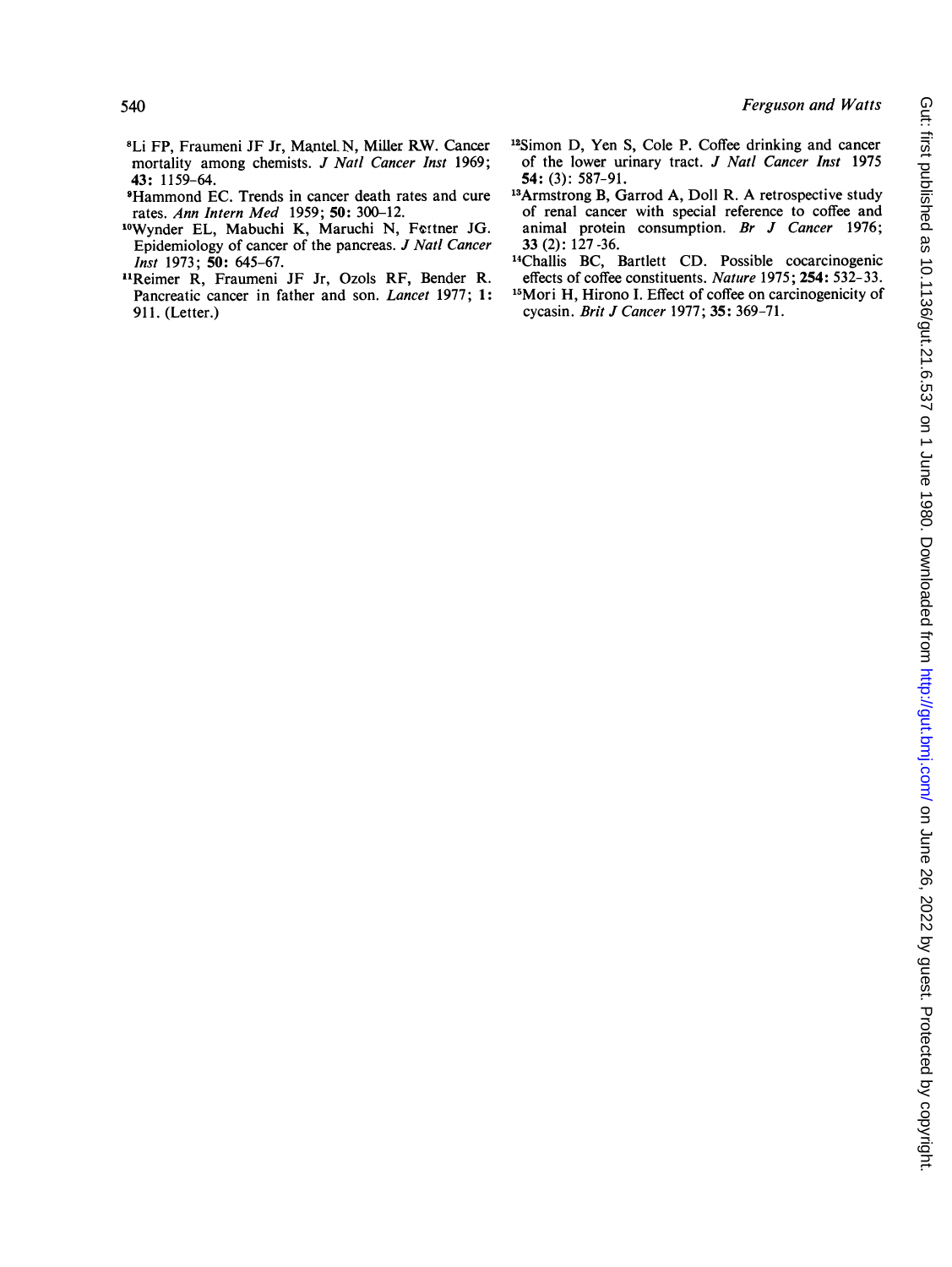[8] Li FP, Fraumeni JF Jr, Mantel N, Miller RW. Cancer mortality among chemists. *J Natl Cancer Inst* 1969; **43:** 1159–64.

[9] Hammond EC. Trends in cancer death rates and cure rates. *Ann Intern Med* 1959; **50:** 300–12.

[10] Wynder EL, Mabuchi K, Maruchi N, Fortner JG. Epidemiology of cancer of the pancreas. *J Natl Cancer Inst* 1973; **50:** 645–67.

[11] Reimer R, Fraumeni JF Jr, Ozols RF, Bender R. Pancreatic cancer in father and son. *Lancet* 1977; **1:** 911. (Letter.)

[12] Simon D, Yen S, Cole P. Coffee drinking and cancer of the lower urinary tract. *J Natl Cancer Inst* 1975 **54:** (3): 587–91.

[13] Armstrong B, Garrod A, Doll R. A retrospective study of renal cancer with special reference to coffee and animal protein consumption. *Br J Cancer* 1976; **33** (2): 127–36.

[14] Challis BC, Bartlett CD. Possible cocarcinogenic effects of coffee constituents. *Nature* 1975; **254:** 532–33.

[15] Mori H, Hirono I. Effect of coffee on carcinogenicity of cycasin. *Brit J Cancer* 1977; **35:** 369–71.